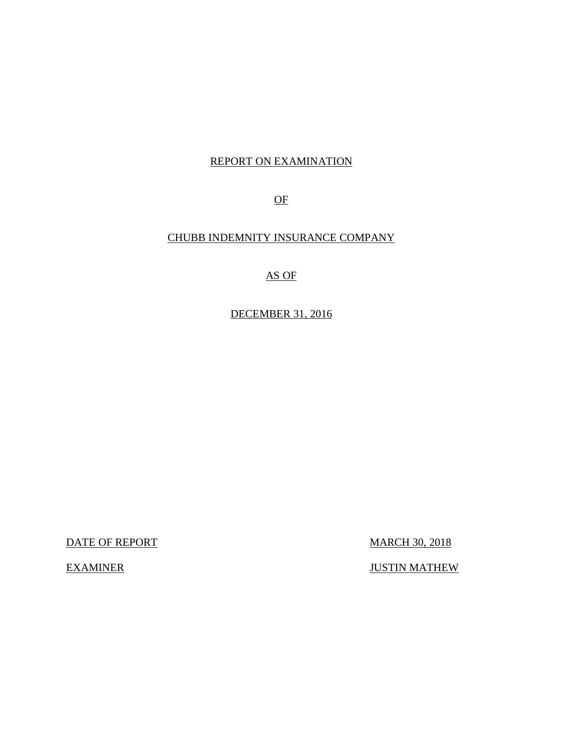# REPORT ON EXAMINATION

# OF

# CHUBB INDEMNITY INSURANCE COMPANY

# AS OF

# DECEMBER 31, 2016

| | |
|---|---|
| DATE OF REPORT | MARCH 30, 2018 |
| EXAMINER | JUSTIN MATHEW |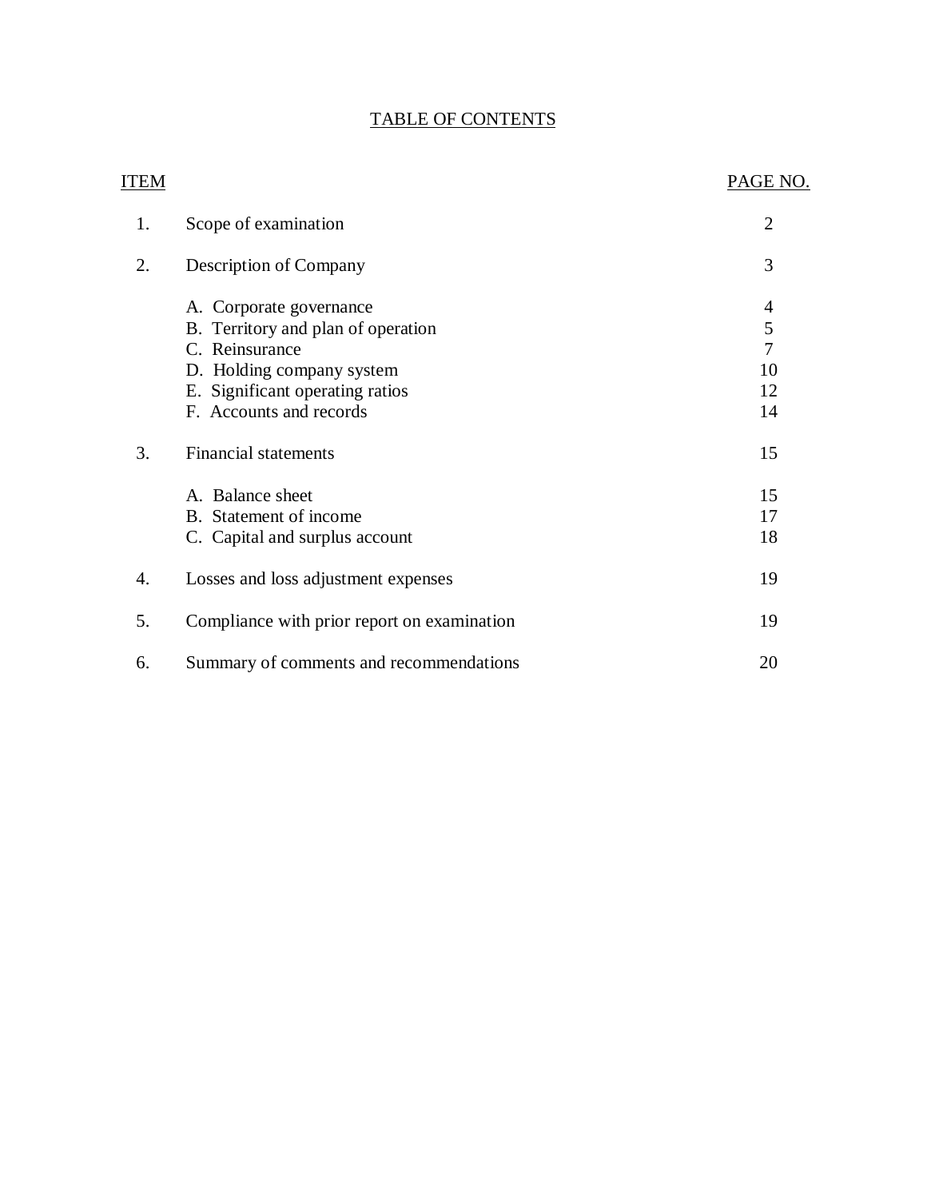# TABLE OF CONTENTS

| ITEM | | PAGE NO. |
|---|---|---|
| 1. | Scope of examination | 2 |
| 2. | Description of Company | 3 |
| | A. Corporate governance | 4 |
| | B. Territory and plan of operation | 5 |
| | C. Reinsurance | 7 |
| | D. Holding company system | 10 |
| | E. Significant operating ratios | 12 |
| | F. Accounts and records | 14 |
| 3. | Financial statements | 15 |
| | A. Balance sheet | 15 |
| | B. Statement of income | 17 |
| | C. Capital and surplus account | 18 |
| 4. | Losses and loss adjustment expenses | 19 |
| 5. | Compliance with prior report on examination | 19 |
| 6. | Summary of comments and recommendations | 20 |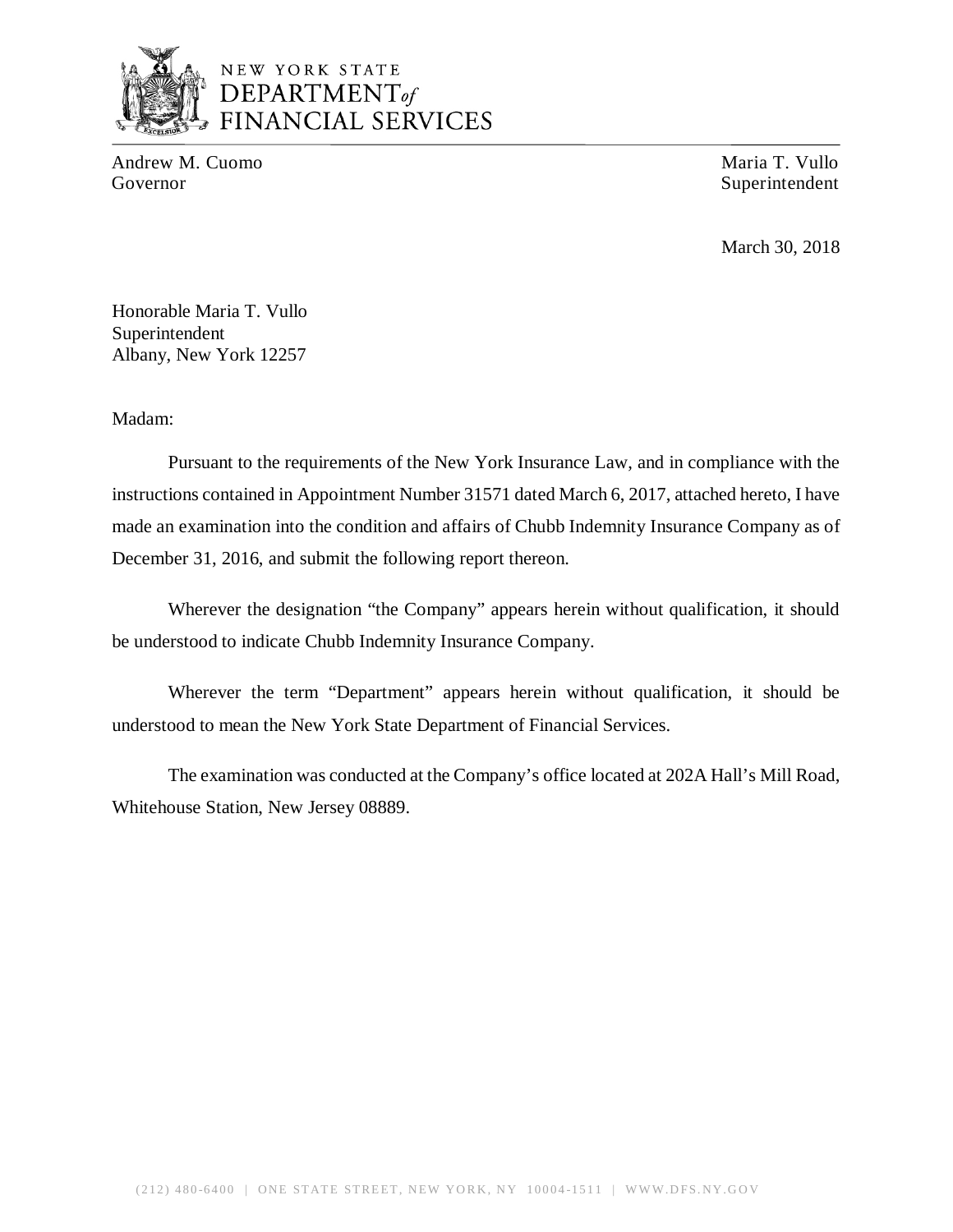NEW YORK STATE
DEPARTMENT *of*
FINANCIAL SERVICES

Andrew M. Cuomo
Governor

Maria T. Vullo
Superintendent

March 30, 2018

Honorable Maria T. Vullo
Superintendent
Albany, New York 12257

Madam:

Pursuant to the requirements of the New York Insurance Law, and in compliance with the instructions contained in Appointment Number 31571 dated March 6, 2017, attached hereto, I have made an examination into the condition and affairs of Chubb Indemnity Insurance Company as of December 31, 2016, and submit the following report thereon.

Wherever the designation "the Company" appears herein without qualification, it should be understood to indicate Chubb Indemnity Insurance Company.

Wherever the term "Department" appears herein without qualification, it should be understood to mean the New York State Department of Financial Services.

The examination was conducted at the Company's office located at 202A Hall's Mill Road, Whitehouse Station, New Jersey 08889.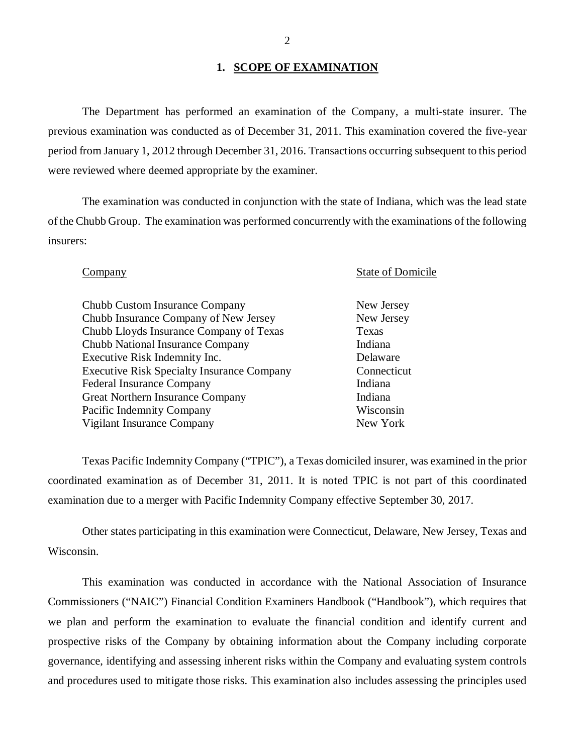## 1. SCOPE OF EXAMINATION

The Department has performed an examination of the Company, a multi-state insurer. The previous examination was conducted as of December 31, 2011. This examination covered the five-year period from January 1, 2012 through December 31, 2016. Transactions occurring subsequent to this period were reviewed where deemed appropriate by the examiner.

The examination was conducted in conjunction with the state of Indiana, which was the lead state of the Chubb Group. The examination was performed concurrently with the examinations of the following insurers:

| Company | State of Domicile |
|---|---|
| Chubb Custom Insurance Company | New Jersey |
| Chubb Insurance Company of New Jersey | New Jersey |
| Chubb Lloyds Insurance Company of Texas | Texas |
| Chubb National Insurance Company | Indiana |
| Executive Risk Indemnity Inc. | Delaware |
| Executive Risk Specialty Insurance Company | Connecticut |
| Federal Insurance Company | Indiana |
| Great Northern Insurance Company | Indiana |
| Pacific Indemnity Company | Wisconsin |
| Vigilant Insurance Company | New York |

Texas Pacific Indemnity Company ("TPIC"), a Texas domiciled insurer, was examined in the prior coordinated examination as of December 31, 2011. It is noted TPIC is not part of this coordinated examination due to a merger with Pacific Indemnity Company effective September 30, 2017.

Other states participating in this examination were Connecticut, Delaware, New Jersey, Texas and Wisconsin.

This examination was conducted in accordance with the National Association of Insurance Commissioners ("NAIC") Financial Condition Examiners Handbook ("Handbook"), which requires that we plan and perform the examination to evaluate the financial condition and identify current and prospective risks of the Company by obtaining information about the Company including corporate governance, identifying and assessing inherent risks within the Company and evaluating system controls and procedures used to mitigate those risks. This examination also includes assessing the principles used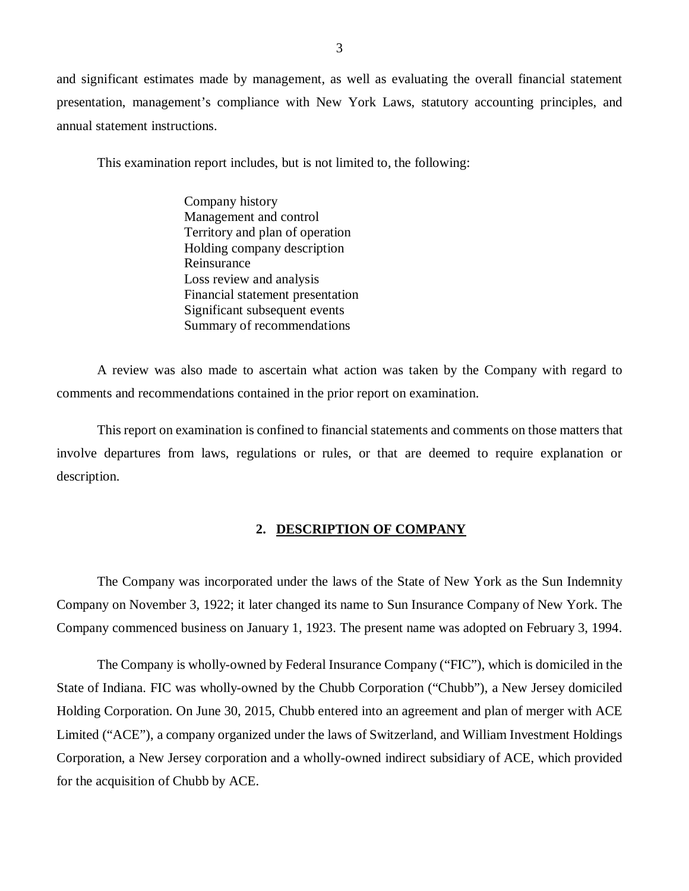and significant estimates made by management, as well as evaluating the overall financial statement presentation, management's compliance with New York Laws, statutory accounting principles, and annual statement instructions.

This examination report includes, but is not limited to, the following:

- Company history
- Management and control
- Territory and plan of operation
- Holding company description
- Reinsurance
- Loss review and analysis
- Financial statement presentation
- Significant subsequent events
- Summary of recommendations

A review was also made to ascertain what action was taken by the Company with regard to comments and recommendations contained in the prior report on examination.

This report on examination is confined to financial statements and comments on those matters that involve departures from laws, regulations or rules, or that are deemed to require explanation or description.

## 2. DESCRIPTION OF COMPANY

The Company was incorporated under the laws of the State of New York as the Sun Indemnity Company on November 3, 1922; it later changed its name to Sun Insurance Company of New York. The Company commenced business on January 1, 1923. The present name was adopted on February 3, 1994.

The Company is wholly-owned by Federal Insurance Company ("FIC"), which is domiciled in the State of Indiana. FIC was wholly-owned by the Chubb Corporation ("Chubb"), a New Jersey domiciled Holding Corporation. On June 30, 2015, Chubb entered into an agreement and plan of merger with ACE Limited ("ACE"), a company organized under the laws of Switzerland, and William Investment Holdings Corporation, a New Jersey corporation and a wholly-owned indirect subsidiary of ACE, which provided for the acquisition of Chubb by ACE.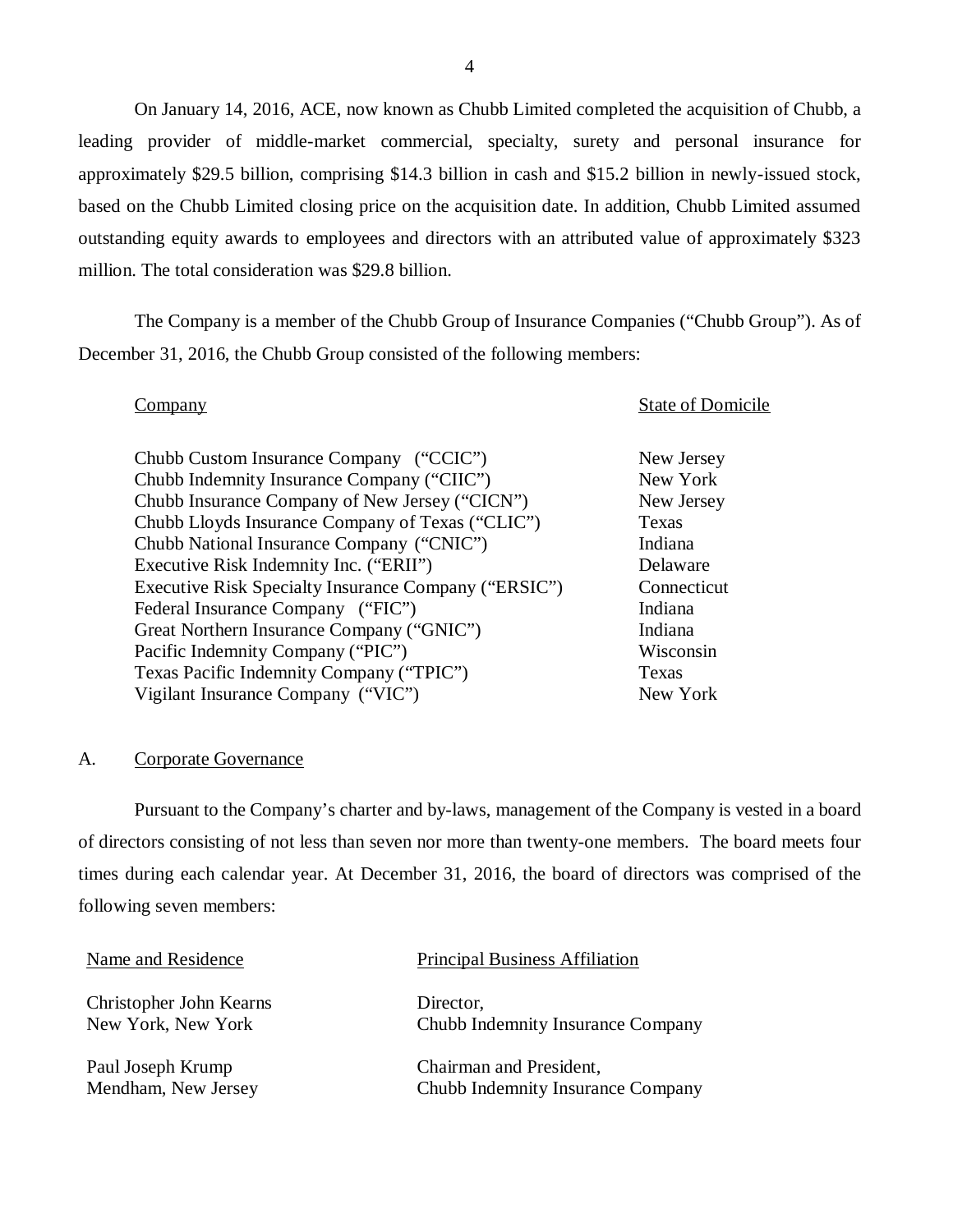On January 14, 2016, ACE, now known as Chubb Limited completed the acquisition of Chubb, a leading provider of middle-market commercial, specialty, surety and personal insurance for approximately $29.5 billion, comprising $14.3 billion in cash and $15.2 billion in newly-issued stock, based on the Chubb Limited closing price on the acquisition date. In addition, Chubb Limited assumed outstanding equity awards to employees and directors with an attributed value of approximately $323 million. The total consideration was $29.8 billion.

The Company is a member of the Chubb Group of Insurance Companies ("Chubb Group"). As of December 31, 2016, the Chubb Group consisted of the following members:

| Company | State of Domicile |
|---|---|
| Chubb Custom Insurance Company ("CCIC") | New Jersey |
| Chubb Indemnity Insurance Company ("CIIC") | New York |
| Chubb Insurance Company of New Jersey ("CICN") | New Jersey |
| Chubb Lloyds Insurance Company of Texas ("CLIC") | Texas |
| Chubb National Insurance Company ("CNIC") | Indiana |
| Executive Risk Indemnity Inc. ("ERII") | Delaware |
| Executive Risk Specialty Insurance Company ("ERSIC") | Connecticut |
| Federal Insurance Company ("FIC") | Indiana |
| Great Northern Insurance Company ("GNIC") | Indiana |
| Pacific Indemnity Company ("PIC") | Wisconsin |
| Texas Pacific Indemnity Company ("TPIC") | Texas |
| Vigilant Insurance Company ("VIC") | New York |

## A. Corporate Governance

Pursuant to the Company's charter and by-laws, management of the Company is vested in a board of directors consisting of not less than seven nor more than twenty-one members. The board meets four times during each calendar year. At December 31, 2016, the board of directors was comprised of the following seven members:

| Name and Residence | Principal Business Affiliation |
|---|---|
| Christopher John Kearns<br>New York, New York | Director,<br>Chubb Indemnity Insurance Company |
| Paul Joseph Krump<br>Mendham, New Jersey | Chairman and President,<br>Chubb Indemnity Insurance Company |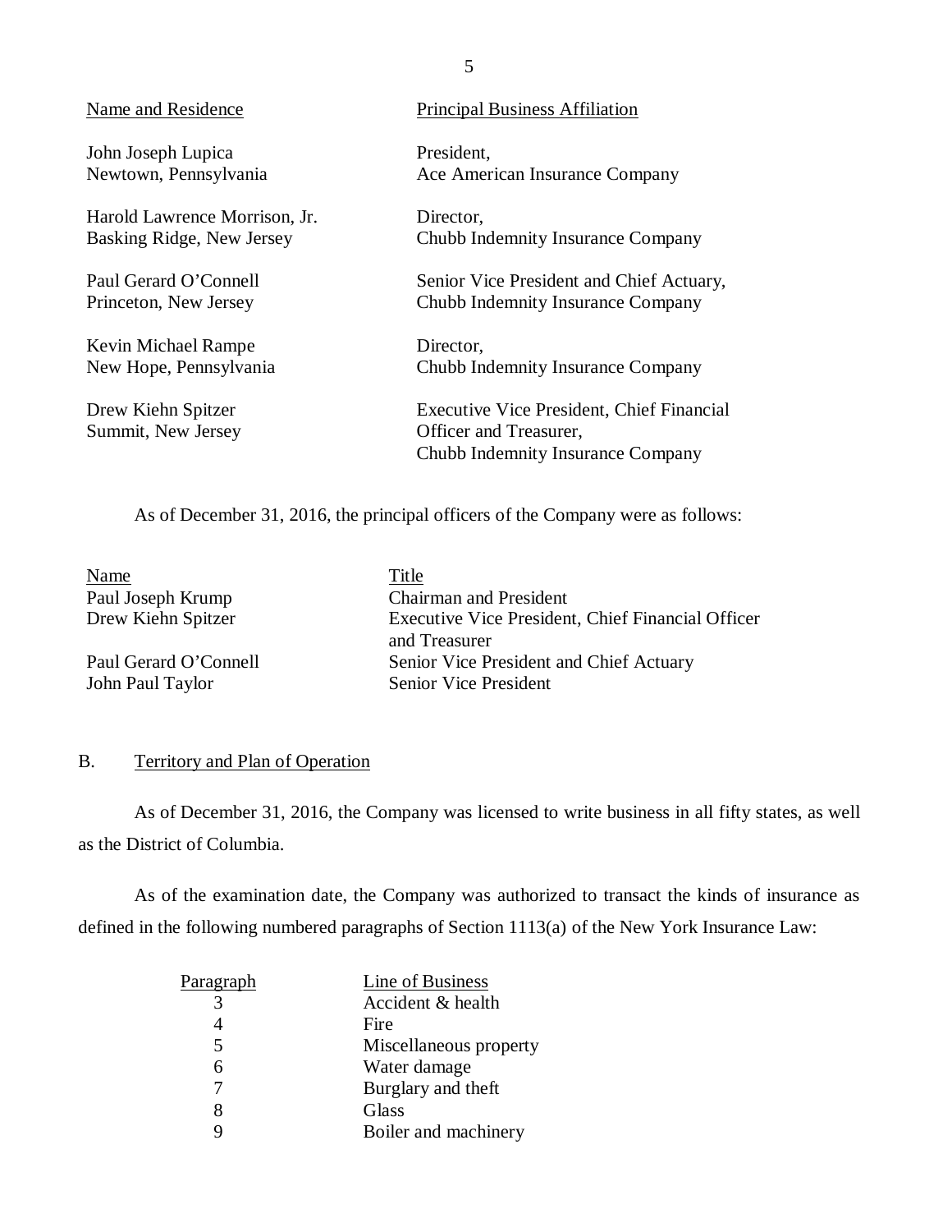| Name and Residence | Principal Business Affiliation |
| --- | --- |
| John Joseph Lupica<br>Newtown, Pennsylvania | President,<br>Ace American Insurance Company |
| Harold Lawrence Morrison, Jr.<br>Basking Ridge, New Jersey | Director,<br>Chubb Indemnity Insurance Company |
| Paul Gerard O'Connell<br>Princeton, New Jersey | Senior Vice President and Chief Actuary,<br>Chubb Indemnity Insurance Company |
| Kevin Michael Rampe<br>New Hope, Pennsylvania | Director,<br>Chubb Indemnity Insurance Company |
| Drew Kiehn Spitzer<br>Summit, New Jersey | Executive Vice President, Chief Financial Officer and Treasurer,<br>Chubb Indemnity Insurance Company |

As of December 31, 2016, the principal officers of the Company were as follows:

| Name | Title |
| --- | --- |
| Paul Joseph Krump | Chairman and President |
| Drew Kiehn Spitzer | Executive Vice President, Chief Financial Officer and Treasurer |
| Paul Gerard O'Connell | Senior Vice President and Chief Actuary |
| John Paul Taylor | Senior Vice President |

## B. Territory and Plan of Operation

As of December 31, 2016, the Company was licensed to write business in all fifty states, as well as the District of Columbia.

As of the examination date, the Company was authorized to transact the kinds of insurance as defined in the following numbered paragraphs of Section 1113(a) of the New York Insurance Law:

| Paragraph | Line of Business |
| --- | --- |
| 3 | Accident & health |
| 4 | Fire |
| 5 | Miscellaneous property |
| 6 | Water damage |
| 7 | Burglary and theft |
| 8 | Glass |
| 9 | Boiler and machinery |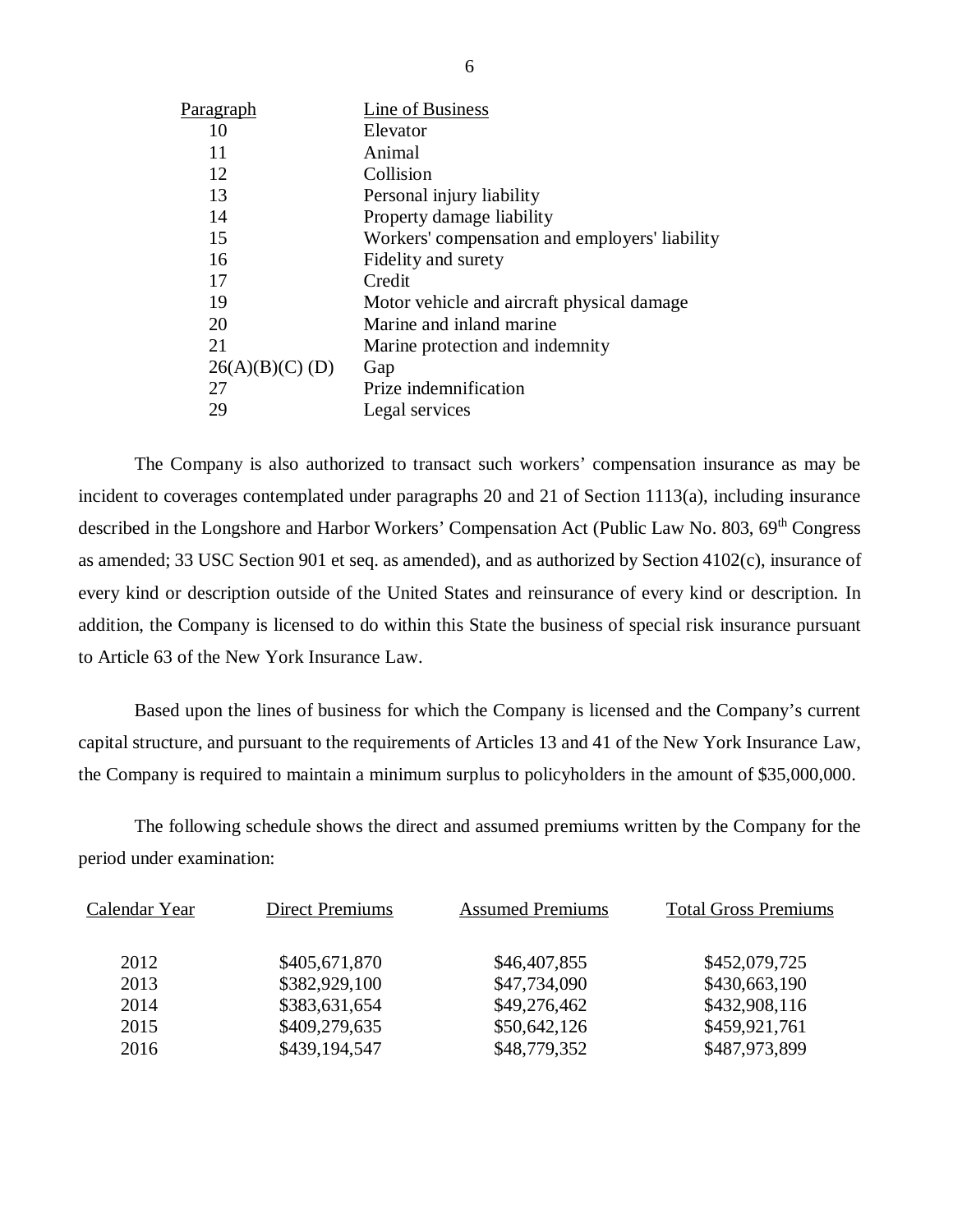| Paragraph | Line of Business |
|---|---|
| 10 | Elevator |
| 11 | Animal |
| 12 | Collision |
| 13 | Personal injury liability |
| 14 | Property damage liability |
| 15 | Workers' compensation and employers' liability |
| 16 | Fidelity and surety |
| 17 | Credit |
| 19 | Motor vehicle and aircraft physical damage |
| 20 | Marine and inland marine |
| 21 | Marine protection and indemnity |
| 26(A)(B)(C) (D) | Gap |
| 27 | Prize indemnification |
| 29 | Legal services |

The Company is also authorized to transact such workers' compensation insurance as may be incident to coverages contemplated under paragraphs 20 and 21 of Section 1113(a), including insurance described in the Longshore and Harbor Workers' Compensation Act (Public Law No. 803, 69th Congress as amended; 33 USC Section 901 et seq. as amended), and as authorized by Section 4102(c), insurance of every kind or description outside of the United States and reinsurance of every kind or description. In addition, the Company is licensed to do within this State the business of special risk insurance pursuant to Article 63 of the New York Insurance Law.

Based upon the lines of business for which the Company is licensed and the Company's current capital structure, and pursuant to the requirements of Articles 13 and 41 of the New York Insurance Law, the Company is required to maintain a minimum surplus to policyholders in the amount of $35,000,000.

The following schedule shows the direct and assumed premiums written by the Company for the period under examination:

| Calendar Year | Direct Premiums | Assumed Premiums | Total Gross Premiums |
|---|---|---|---|
| 2012 | $405,671,870 | $46,407,855 | $452,079,725 |
| 2013 | $382,929,100 | $47,734,090 | $430,663,190 |
| 2014 | $383,631,654 | $49,276,462 | $432,908,116 |
| 2015 | $409,279,635 | $50,642,126 | $459,921,761 |
| 2016 | $439,194,547 | $48,779,352 | $487,973,899 |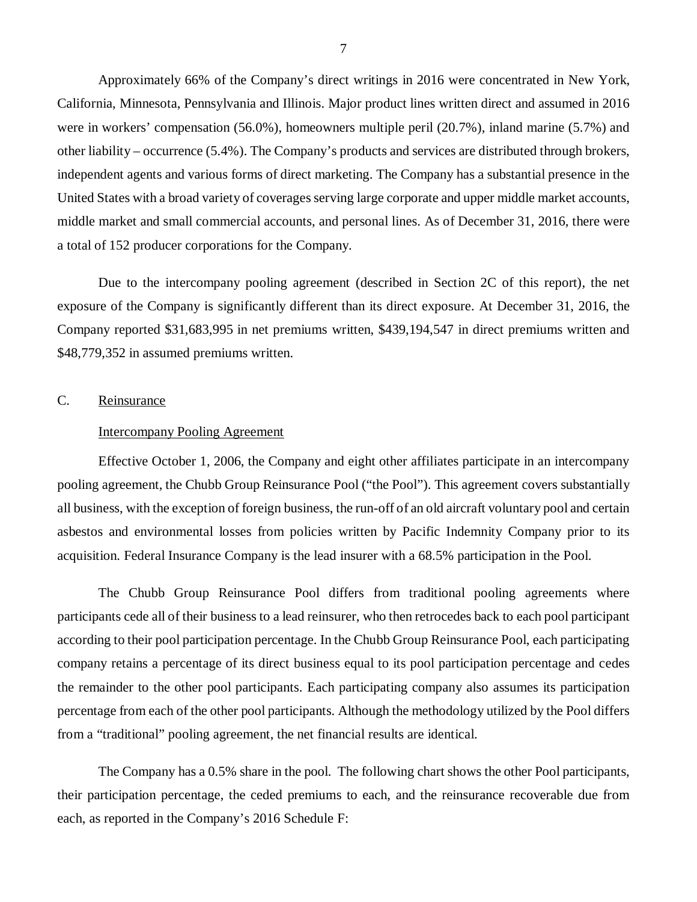Approximately 66% of the Company's direct writings in 2016 were concentrated in New York, California, Minnesota, Pennsylvania and Illinois. Major product lines written direct and assumed in 2016 were in workers' compensation (56.0%), homeowners multiple peril (20.7%), inland marine (5.7%) and other liability – occurrence (5.4%). The Company's products and services are distributed through brokers, independent agents and various forms of direct marketing. The Company has a substantial presence in the United States with a broad variety of coverages serving large corporate and upper middle market accounts, middle market and small commercial accounts, and personal lines. As of December 31, 2016, there were a total of 152 producer corporations for the Company.

Due to the intercompany pooling agreement (described in Section 2C of this report), the net exposure of the Company is significantly different than its direct exposure. At December 31, 2016, the Company reported \$31,683,995 in net premiums written, \$439,194,547 in direct premiums written and \$48,779,352 in assumed premiums written.

## C. Reinsurance

Intercompany Pooling Agreement

Effective October 1, 2006, the Company and eight other affiliates participate in an intercompany pooling agreement, the Chubb Group Reinsurance Pool ("the Pool"). This agreement covers substantially all business, with the exception of foreign business, the run-off of an old aircraft voluntary pool and certain asbestos and environmental losses from policies written by Pacific Indemnity Company prior to its acquisition. Federal Insurance Company is the lead insurer with a 68.5% participation in the Pool.

The Chubb Group Reinsurance Pool differs from traditional pooling agreements where participants cede all of their business to a lead reinsurer, who then retrocedes back to each pool participant according to their pool participation percentage. In the Chubb Group Reinsurance Pool, each participating company retains a percentage of its direct business equal to its pool participation percentage and cedes the remainder to the other pool participants. Each participating company also assumes its participation percentage from each of the other pool participants. Although the methodology utilized by the Pool differs from a "traditional" pooling agreement, the net financial results are identical.

The Company has a 0.5% share in the pool. The following chart shows the other Pool participants, their participation percentage, the ceded premiums to each, and the reinsurance recoverable due from each, as reported in the Company's 2016 Schedule F: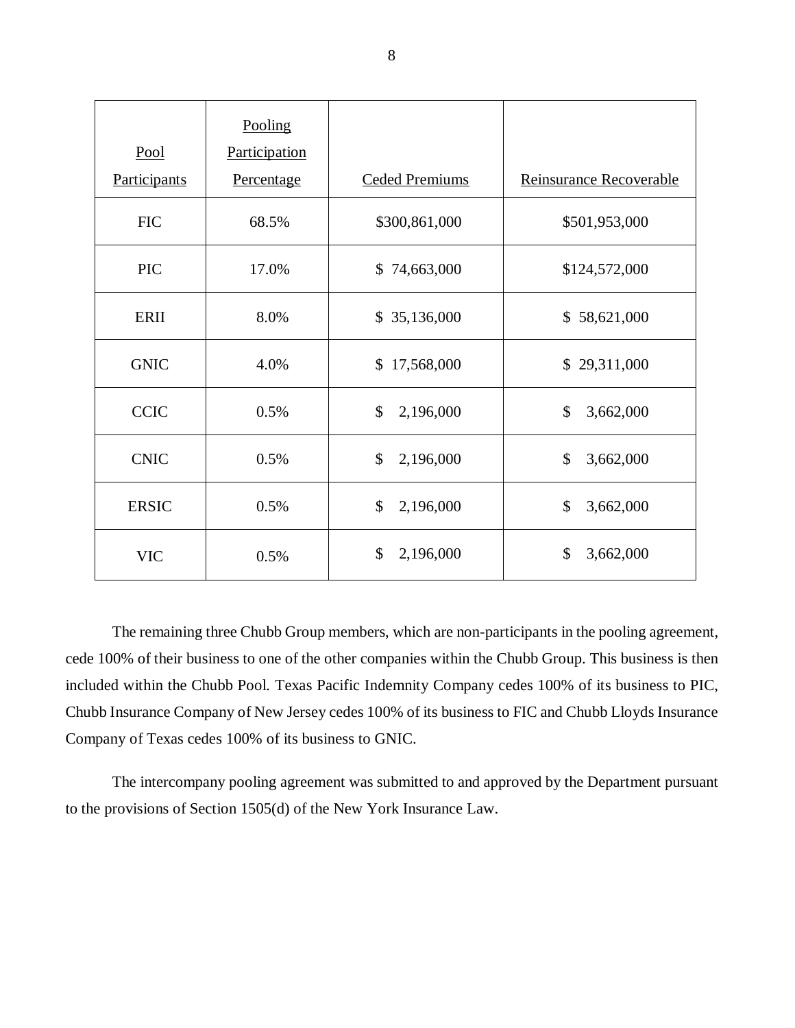| Pool Participants | Pooling Participation Percentage | Ceded Premiums | Reinsurance Recoverable |
|---|---|---|---|
| FIC | 68.5% | $300,861,000 | $501,953,000 |
| PIC | 17.0% | $ 74,663,000 | $124,572,000 |
| ERII | 8.0% | $ 35,136,000 | $ 58,621,000 |
| GNIC | 4.0% | $ 17,568,000 | $ 29,311,000 |
| CCIC | 0.5% | $ 2,196,000 | $ 3,662,000 |
| CNIC | 0.5% | $ 2,196,000 | $ 3,662,000 |
| ERSIC | 0.5% | $ 2,196,000 | $ 3,662,000 |
| VIC | 0.5% | $ 2,196,000 | $ 3,662,000 |

The remaining three Chubb Group members, which are non-participants in the pooling agreement, cede 100% of their business to one of the other companies within the Chubb Group. This business is then included within the Chubb Pool. Texas Pacific Indemnity Company cedes 100% of its business to PIC, Chubb Insurance Company of New Jersey cedes 100% of its business to FIC and Chubb Lloyds Insurance Company of Texas cedes 100% of its business to GNIC.

The intercompany pooling agreement was submitted to and approved by the Department pursuant to the provisions of Section 1505(d) of the New York Insurance Law.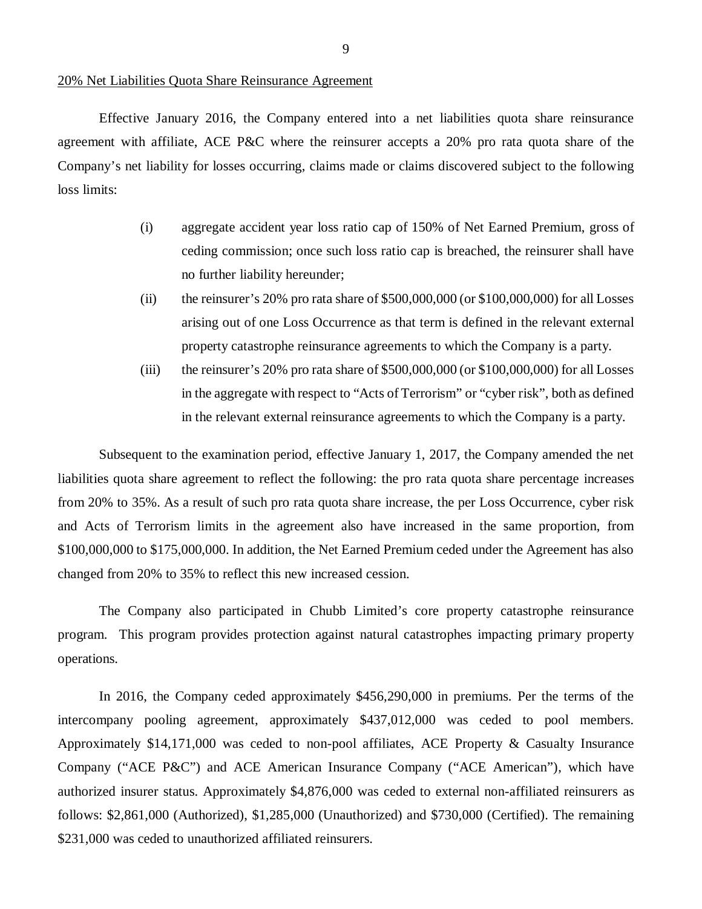<u>20% Net Liabilities Quota Share Reinsurance Agreement</u>

Effective January 2016, the Company entered into a net liabilities quota share reinsurance agreement with affiliate, ACE P&C where the reinsurer accepts a 20% pro rata quota share of the Company's net liability for losses occurring, claims made or claims discovered subject to the following loss limits:

(i) aggregate accident year loss ratio cap of 150% of Net Earned Premium, gross of ceding commission; once such loss ratio cap is breached, the reinsurer shall have no further liability hereunder;

(ii) the reinsurer's 20% pro rata share of $500,000,000 (or $100,000,000) for all Losses arising out of one Loss Occurrence as that term is defined in the relevant external property catastrophe reinsurance agreements to which the Company is a party.

(iii) the reinsurer's 20% pro rata share of $500,000,000 (or $100,000,000) for all Losses in the aggregate with respect to "Acts of Terrorism" or "cyber risk", both as defined in the relevant external reinsurance agreements to which the Company is a party.

Subsequent to the examination period, effective January 1, 2017, the Company amended the net liabilities quota share agreement to reflect the following: the pro rata quota share percentage increases from 20% to 35%. As a result of such pro rata quota share increase, the per Loss Occurrence, cyber risk and Acts of Terrorism limits in the agreement also have increased in the same proportion, from $100,000,000 to $175,000,000. In addition, the Net Earned Premium ceded under the Agreement has also changed from 20% to 35% to reflect this new increased cession.

The Company also participated in Chubb Limited's core property catastrophe reinsurance program. This program provides protection against natural catastrophes impacting primary property operations.

In 2016, the Company ceded approximately $456,290,000 in premiums. Per the terms of the intercompany pooling agreement, approximately $437,012,000 was ceded to pool members. Approximately $14,171,000 was ceded to non-pool affiliates, ACE Property & Casualty Insurance Company ("ACE P&C") and ACE American Insurance Company ("ACE American"), which have authorized insurer status. Approximately $4,876,000 was ceded to external non-affiliated reinsurers as follows: $2,861,000 (Authorized), $1,285,000 (Unauthorized) and $730,000 (Certified). The remaining $231,000 was ceded to unauthorized affiliated reinsurers.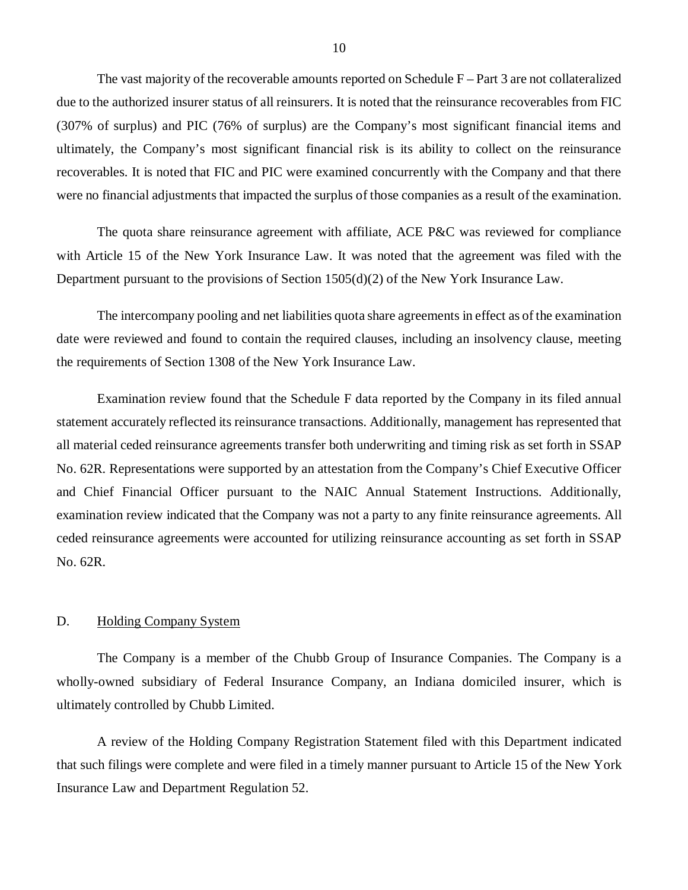The vast majority of the recoverable amounts reported on Schedule F – Part 3 are not collateralized due to the authorized insurer status of all reinsurers. It is noted that the reinsurance recoverables from FIC (307% of surplus) and PIC (76% of surplus) are the Company's most significant financial items and ultimately, the Company's most significant financial risk is its ability to collect on the reinsurance recoverables. It is noted that FIC and PIC were examined concurrently with the Company and that there were no financial adjustments that impacted the surplus of those companies as a result of the examination.

The quota share reinsurance agreement with affiliate, ACE P&C was reviewed for compliance with Article 15 of the New York Insurance Law. It was noted that the agreement was filed with the Department pursuant to the provisions of Section 1505(d)(2) of the New York Insurance Law.

The intercompany pooling and net liabilities quota share agreements in effect as of the examination date were reviewed and found to contain the required clauses, including an insolvency clause, meeting the requirements of Section 1308 of the New York Insurance Law.

Examination review found that the Schedule F data reported by the Company in its filed annual statement accurately reflected its reinsurance transactions. Additionally, management has represented that all material ceded reinsurance agreements transfer both underwriting and timing risk as set forth in SSAP No. 62R. Representations were supported by an attestation from the Company's Chief Executive Officer and Chief Financial Officer pursuant to the NAIC Annual Statement Instructions. Additionally, examination review indicated that the Company was not a party to any finite reinsurance agreements. All ceded reinsurance agreements were accounted for utilizing reinsurance accounting as set forth in SSAP No. 62R.

## D. Holding Company System

The Company is a member of the Chubb Group of Insurance Companies. The Company is a wholly-owned subsidiary of Federal Insurance Company, an Indiana domiciled insurer, which is ultimately controlled by Chubb Limited.

A review of the Holding Company Registration Statement filed with this Department indicated that such filings were complete and were filed in a timely manner pursuant to Article 15 of the New York Insurance Law and Department Regulation 52.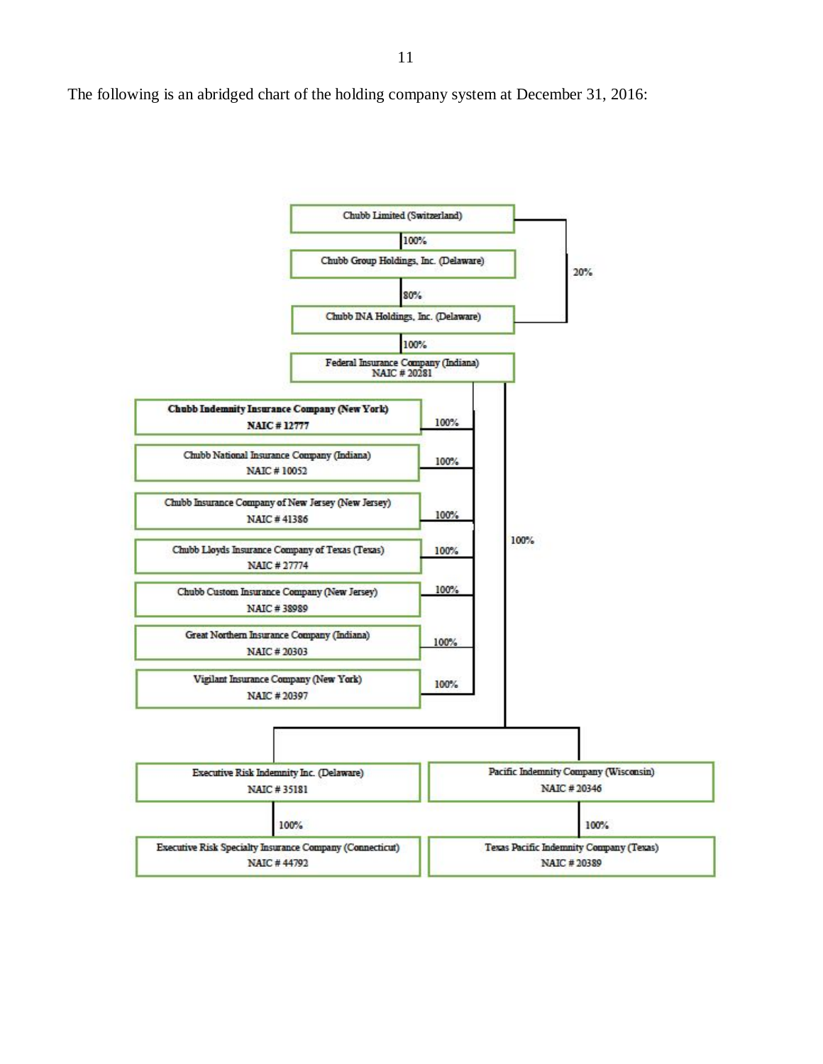The following is an abridged chart of the holding company system at December 31, 2016:

- Chubb Limited (Switzerland)
  - 100% — Chubb Group Holdings, Inc. (Delaware)
    - 80% — Chubb INA Holdings, Inc. (Delaware)
  - 20% — Chubb INA Holdings, Inc. (Delaware)
    - 100% — Federal Insurance Company (Indiana) NAIC # 20281
      - 100% — **Chubb Indemnity Insurance Company (New York) NAIC # 12777**
      - 100% — Chubb National Insurance Company (Indiana) NAIC # 10052
      - 100% — Chubb Insurance Company of New Jersey (New Jersey) NAIC # 41386
      - 100% — Chubb Lloyds Insurance Company of Texas (Texas) NAIC # 27774
      - 100% — Chubb Custom Insurance Company (New Jersey) NAIC # 38989
      - 100% — Great Northern Insurance Company (Indiana) NAIC # 20303
      - 100% — Vigilant Insurance Company (New York) NAIC # 20397
      - 100% — Executive Risk Indemnity Inc. (Delaware) NAIC # 35181
        - 100% — Executive Risk Specialty Insurance Company (Connecticut) NAIC # 44792
      - 100% — Pacific Indemnity Company (Wisconsin) NAIC # 20346
        - 100% — Texas Pacific Indemnity Company (Texas) NAIC # 20389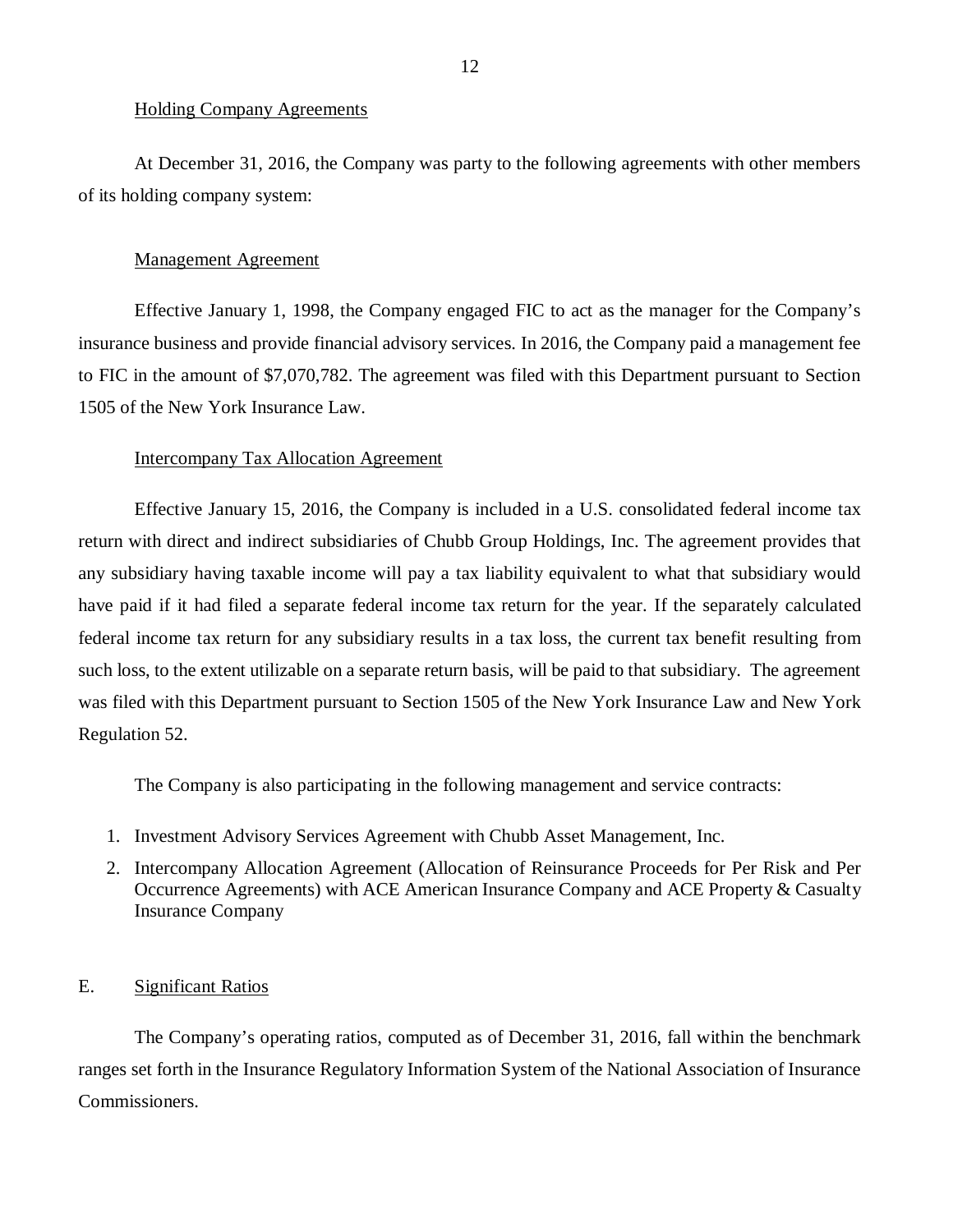Holding Company Agreements

At December 31, 2016, the Company was party to the following agreements with other members of its holding company system:

Management Agreement

Effective January 1, 1998, the Company engaged FIC to act as the manager for the Company's insurance business and provide financial advisory services. In 2016, the Company paid a management fee to FIC in the amount of $7,070,782. The agreement was filed with this Department pursuant to Section 1505 of the New York Insurance Law.

Intercompany Tax Allocation Agreement

Effective January 15, 2016, the Company is included in a U.S. consolidated federal income tax return with direct and indirect subsidiaries of Chubb Group Holdings, Inc. The agreement provides that any subsidiary having taxable income will pay a tax liability equivalent to what that subsidiary would have paid if it had filed a separate federal income tax return for the year. If the separately calculated federal income tax return for any subsidiary results in a tax loss, the current tax benefit resulting from such loss, to the extent utilizable on a separate return basis, will be paid to that subsidiary. The agreement was filed with this Department pursuant to Section 1505 of the New York Insurance Law and New York Regulation 52.

The Company is also participating in the following management and service contracts:

1. Investment Advisory Services Agreement with Chubb Asset Management, Inc.
2. Intercompany Allocation Agreement (Allocation of Reinsurance Proceeds for Per Risk and Per Occurrence Agreements) with ACE American Insurance Company and ACE Property & Casualty Insurance Company

## E. Significant Ratios

The Company's operating ratios, computed as of December 31, 2016, fall within the benchmark ranges set forth in the Insurance Regulatory Information System of the National Association of Insurance Commissioners.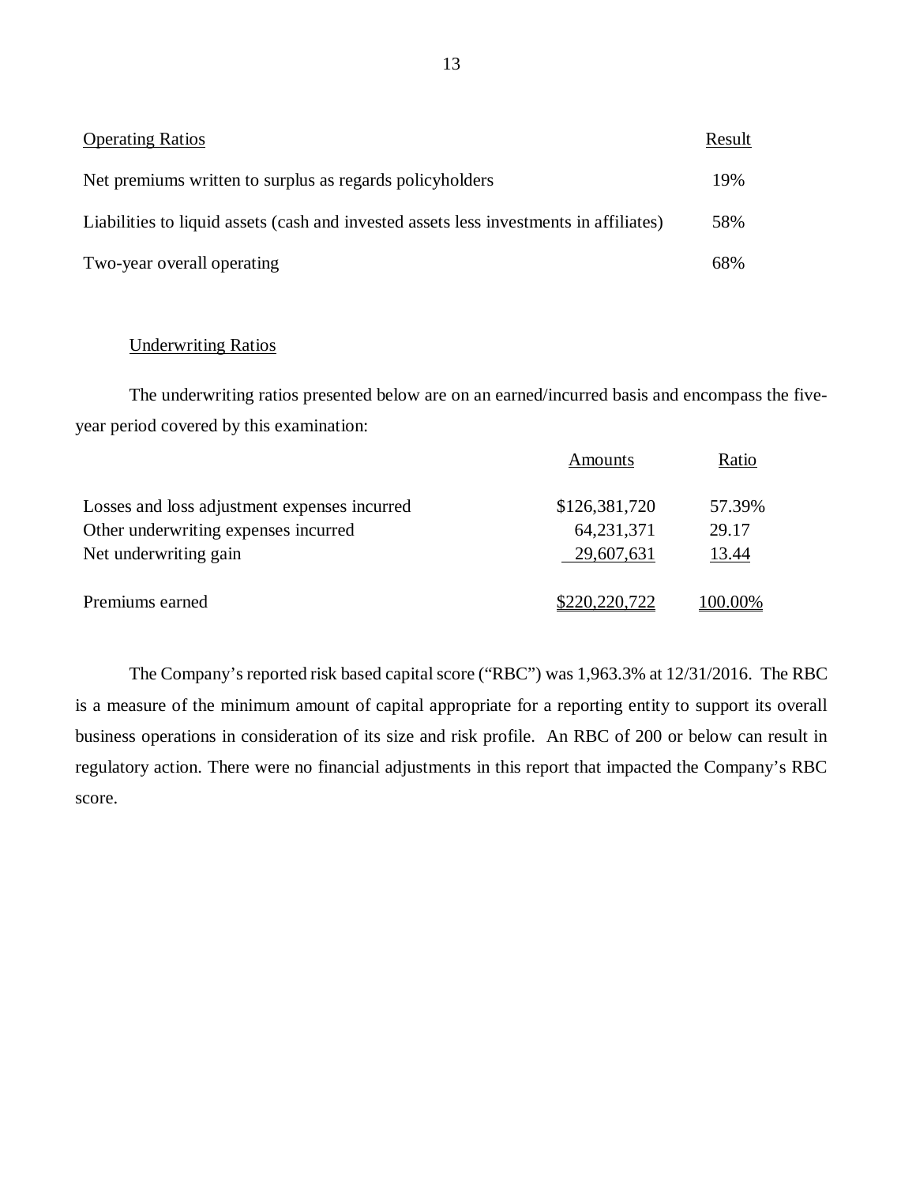| Operating Ratios | Result |
|---|---|
| Net premiums written to surplus as regards policyholders | 19% |
| Liabilities to liquid assets (cash and invested assets less investments in affiliates) | 58% |
| Two-year overall operating | 68% |

### Underwriting Ratios

The underwriting ratios presented below are on an earned/incurred basis and encompass the five-year period covered by this examination:

| | Amounts | Ratio |
|---|---|---|
| Losses and loss adjustment expenses incurred | $126,381,720 | 57.39% |
| Other underwriting expenses incurred | 64,231,371 | 29.17 |
| Net underwriting gain | 29,607,631 | 13.44 |
| Premiums earned | $220,220,722 | 100.00% |

The Company's reported risk based capital score ("RBC") was 1,963.3% at 12/31/2016. The RBC is a measure of the minimum amount of capital appropriate for a reporting entity to support its overall business operations in consideration of its size and risk profile. An RBC of 200 or below can result in regulatory action. There were no financial adjustments in this report that impacted the Company's RBC score.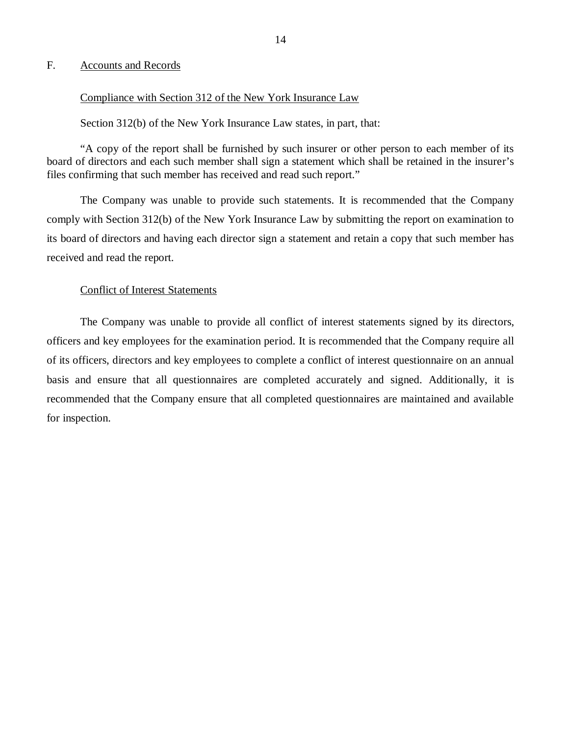## F. Accounts and Records

Compliance with Section 312 of the New York Insurance Law

Section 312(b) of the New York Insurance Law states, in part, that:

"A copy of the report shall be furnished by such insurer or other person to each member of its board of directors and each such member shall sign a statement which shall be retained in the insurer's files confirming that such member has received and read such report."

The Company was unable to provide such statements. It is recommended that the Company comply with Section 312(b) of the New York Insurance Law by submitting the report on examination to its board of directors and having each director sign a statement and retain a copy that such member has received and read the report.

Conflict of Interest Statements

The Company was unable to provide all conflict of interest statements signed by its directors, officers and key employees for the examination period. It is recommended that the Company require all of its officers, directors and key employees to complete a conflict of interest questionnaire on an annual basis and ensure that all questionnaires are completed accurately and signed. Additionally, it is recommended that the Company ensure that all completed questionnaires are maintained and available for inspection.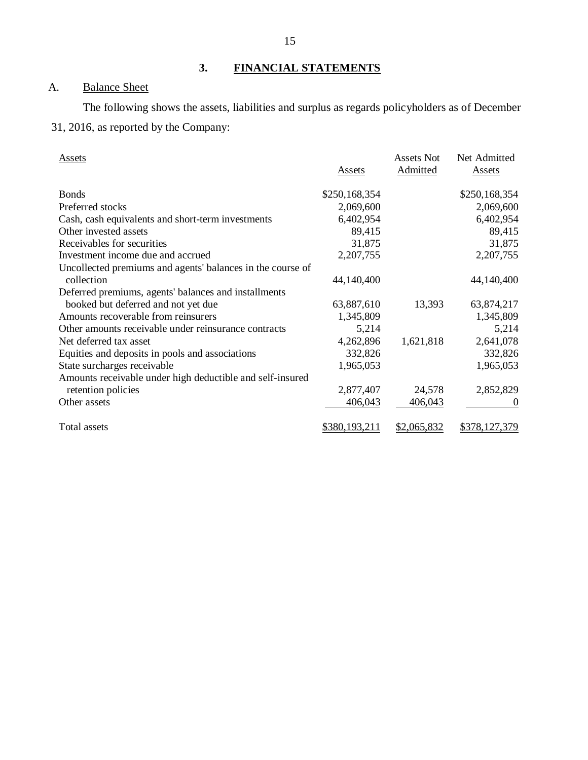## 3. FINANCIAL STATEMENTS

### A. Balance Sheet

The following shows the assets, liabilities and surplus as regards policyholders as of December 31, 2016, as reported by the Company:

| Assets | Assets | Assets Not Admitted | Net Admitted Assets |
|---|---|---|---|
| Bonds | $250,168,354 | | $250,168,354 |
| Preferred stocks | 2,069,600 | | 2,069,600 |
| Cash, cash equivalents and short-term investments | 6,402,954 | | 6,402,954 |
| Other invested assets | 89,415 | | 89,415 |
| Receivables for securities | 31,875 | | 31,875 |
| Investment income due and accrued | 2,207,755 | | 2,207,755 |
| Uncollected premiums and agents' balances in the course of collection | 44,140,400 | | 44,140,400 |
| Deferred premiums, agents' balances and installments booked but deferred and not yet due | 63,887,610 | 13,393 | 63,874,217 |
| Amounts recoverable from reinsurers | 1,345,809 | | 1,345,809 |
| Other amounts receivable under reinsurance contracts | 5,214 | | 5,214 |
| Net deferred tax asset | 4,262,896 | 1,621,818 | 2,641,078 |
| Equities and deposits in pools and associations | 332,826 | | 332,826 |
| State surcharges receivable | 1,965,053 | | 1,965,053 |
| Amounts receivable under high deductible and self-insured retention policies | 2,877,407 | 24,578 | 2,852,829 |
| Other assets | 406,043 | 406,043 | 0 |
| Total assets | $380,193,211 | $2,065,832 | $378,127,379 |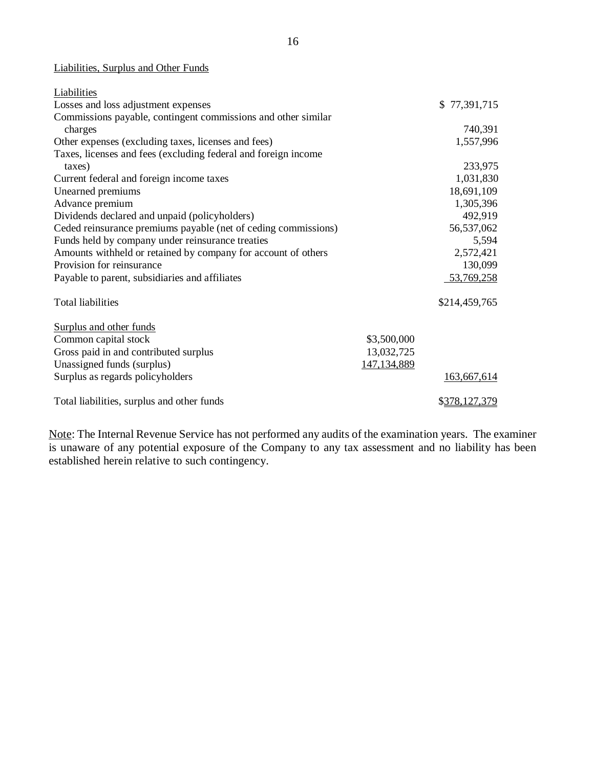Liabilities, Surplus and Other Funds

| Liabilities | | |
|---|---|---|
| Losses and loss adjustment expenses | | $ 77,391,715 |
| Commissions payable, contingent commissions and other similar charges | | 740,391 |
| Other expenses (excluding taxes, licenses and fees) | | 1,557,996 |
| Taxes, licenses and fees (excluding federal and foreign income taxes) | | 233,975 |
| Current federal and foreign income taxes | | 1,031,830 |
| Unearned premiums | | 18,691,109 |
| Advance premium | | 1,305,396 |
| Dividends declared and unpaid (policyholders) | | 492,919 |
| Ceded reinsurance premiums payable (net of ceding commissions) | | 56,537,062 |
| Funds held by company under reinsurance treaties | | 5,594 |
| Amounts withheld or retained by company for account of others | | 2,572,421 |
| Provision for reinsurance | | 130,099 |
| Payable to parent, subsidiaries and affiliates | | 53,769,258 |
| Total liabilities | | $214,459,765 |
| Surplus and other funds | | |
| Common capital stock | $3,500,000 | |
| Gross paid in and contributed surplus | 13,032,725 | |
| Unassigned funds (surplus) | 147,134,889 | |
| Surplus as regards policyholders | | 163,667,614 |
| Total liabilities, surplus and other funds | | $378,127,379 |

Note: The Internal Revenue Service has not performed any audits of the examination years. The examiner is unaware of any potential exposure of the Company to any tax assessment and no liability has been established herein relative to such contingency.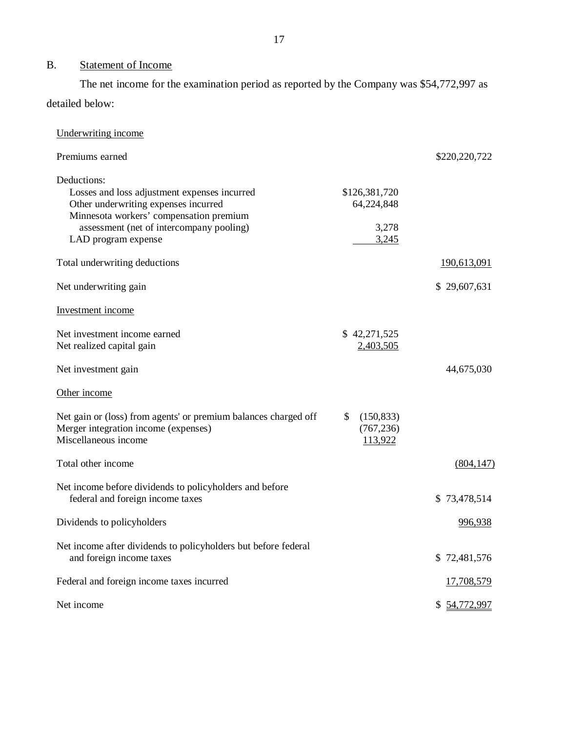## B. Statement of Income

The net income for the examination period as reported by the Company was $54,772,997 as detailed below:

| | | |
|---|---|---|
| Underwriting income | | |
| Premiums earned | | $220,220,722 |
| Deductions: | | |
| Losses and loss adjustment expenses incurred | $126,381,720 | |
| Other underwriting expenses incurred | 64,224,848 | |
| Minnesota workers' compensation premium assessment (net of intercompany pooling) | 3,278 | |
| LAD program expense | 3,245 | |
| Total underwriting deductions | | 190,613,091 |
| Net underwriting gain | | $ 29,607,631 |
| Investment income | | |
| Net investment income earned | $ 42,271,525 | |
| Net realized capital gain | 2,403,505 | |
| Net investment gain | | 44,675,030 |
| Other income | | |
| Net gain or (loss) from agents' or premium balances charged off | $ (150,833) | |
| Merger integration income (expenses) | (767,236) | |
| Miscellaneous income | 113,922 | |
| Total other income | | (804,147) |
| Net income before dividends to policyholders and before federal and foreign income taxes | | $ 73,478,514 |
| Dividends to policyholders | | 996,938 |
| Net income after dividends to policyholders but before federal and foreign income taxes | | $ 72,481,576 |
| Federal and foreign income taxes incurred | | 17,708,579 |
| Net income | | $ 54,772,997 |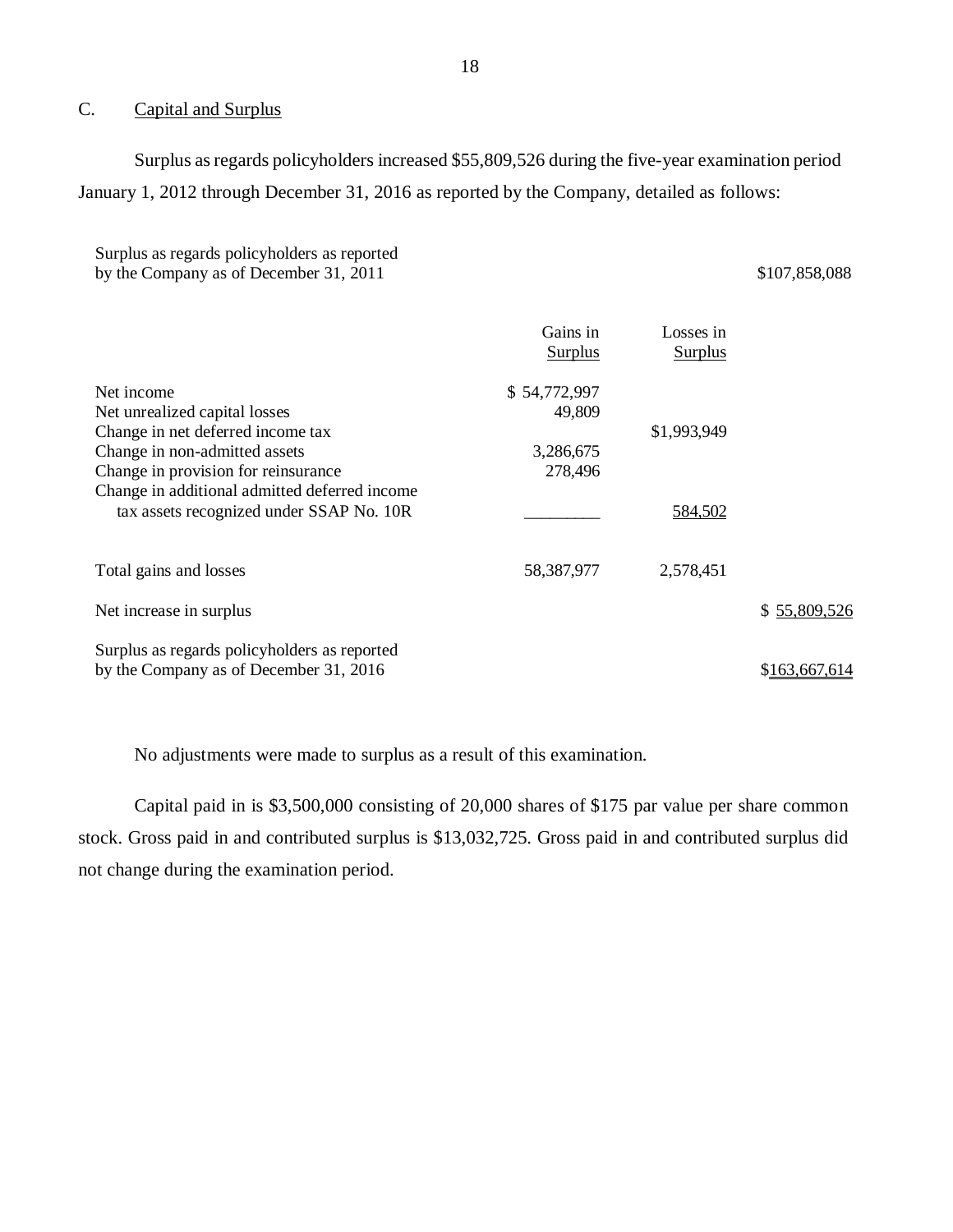## C. Capital and Surplus

Surplus as regards policyholders increased $55,809,526 during the five-year examination period January 1, 2012 through December 31, 2016 as reported by the Company, detailed as follows:

| | Gains in Surplus | Losses in Surplus | |
|---|---|---|---|
| Surplus as regards policyholders as reported by the Company as of December 31, 2011 | | | $107,858,088 |
| Net income | $ 54,772,997 | | |
| Net unrealized capital losses | 49,809 | | |
| Change in net deferred income tax | | $1,993,949 | |
| Change in non-admitted assets | 3,286,675 | | |
| Change in provision for reinsurance | 278,496 | | |
| Change in additional admitted deferred income tax assets recognized under SSAP No. 10R | _________ | 584,502 | |
| Total gains and losses | 58,387,977 | 2,578,451 | |
| Net increase in surplus | | | $ 55,809,526 |
| Surplus as regards policyholders as reported by the Company as of December 31, 2016 | | | $163,667,614 |

No adjustments were made to surplus as a result of this examination.

Capital paid in is $3,500,000 consisting of 20,000 shares of $175 par value per share common stock. Gross paid in and contributed surplus is $13,032,725. Gross paid in and contributed surplus did not change during the examination period.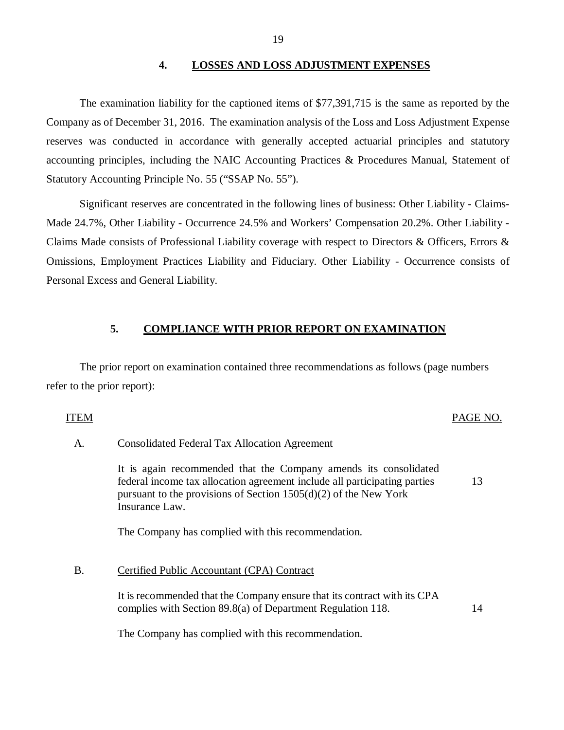## 4. LOSSES AND LOSS ADJUSTMENT EXPENSES

The examination liability for the captioned items of $77,391,715 is the same as reported by the Company as of December 31, 2016. The examination analysis of the Loss and Loss Adjustment Expense reserves was conducted in accordance with generally accepted actuarial principles and statutory accounting principles, including the NAIC Accounting Practices & Procedures Manual, Statement of Statutory Accounting Principle No. 55 ("SSAP No. 55").

Significant reserves are concentrated in the following lines of business: Other Liability - Claims-Made 24.7%, Other Liability - Occurrence 24.5% and Workers' Compensation 20.2%. Other Liability - Claims Made consists of Professional Liability coverage with respect to Directors & Officers, Errors & Omissions, Employment Practices Liability and Fiduciary. Other Liability - Occurrence consists of Personal Excess and General Liability.

## 5. COMPLIANCE WITH PRIOR REPORT ON EXAMINATION

The prior report on examination contained three recommendations as follows (page numbers refer to the prior report):

| ITEM | | PAGE NO. |
|---|---|---|
| A. | Consolidated Federal Tax Allocation Agreement | |
| | It is again recommended that the Company amends its consolidated federal income tax allocation agreement include all participating parties pursuant to the provisions of Section 1505(d)(2) of the New York Insurance Law. | 13 |
| | The Company has complied with this recommendation. | |
| B. | Certified Public Accountant (CPA) Contract | |
| | It is recommended that the Company ensure that its contract with its CPA complies with Section 89.8(a) of Department Regulation 118. | 14 |
| | The Company has complied with this recommendation. | |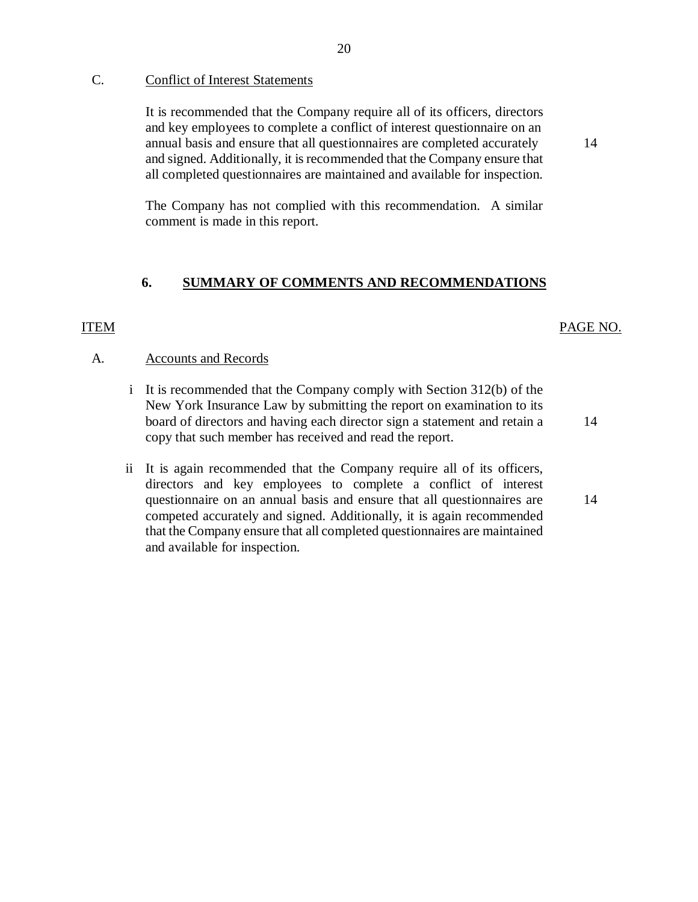C. Conflict of Interest Statements

| | | |
|---|---|---|
| | It is recommended that the Company require all of its officers, directors and key employees to complete a conflict of interest questionnaire on an annual basis and ensure that all questionnaires are completed accurately and signed. Additionally, it is recommended that the Company ensure that all completed questionnaires are maintained and available for inspection. | 14 |
| | The Company has not complied with this recommendation. A similar comment is made in this report. | |

## 6. SUMMARY OF COMMENTS AND RECOMMENDATIONS

| ITEM | | PAGE NO. |
|---|---|---|
| A. | Accounts and Records | |
| i | It is recommended that the Company comply with Section 312(b) of the New York Insurance Law by submitting the report on examination to its board of directors and having each director sign a statement and retain a copy that such member has received and read the report. | 14 |
| ii | It is again recommended that the Company require all of its officers, directors and key employees to complete a conflict of interest questionnaire on an annual basis and ensure that all questionnaires are competed accurately and signed. Additionally, it is again recommended that the Company ensure that all completed questionnaires are maintained and available for inspection. | 14 |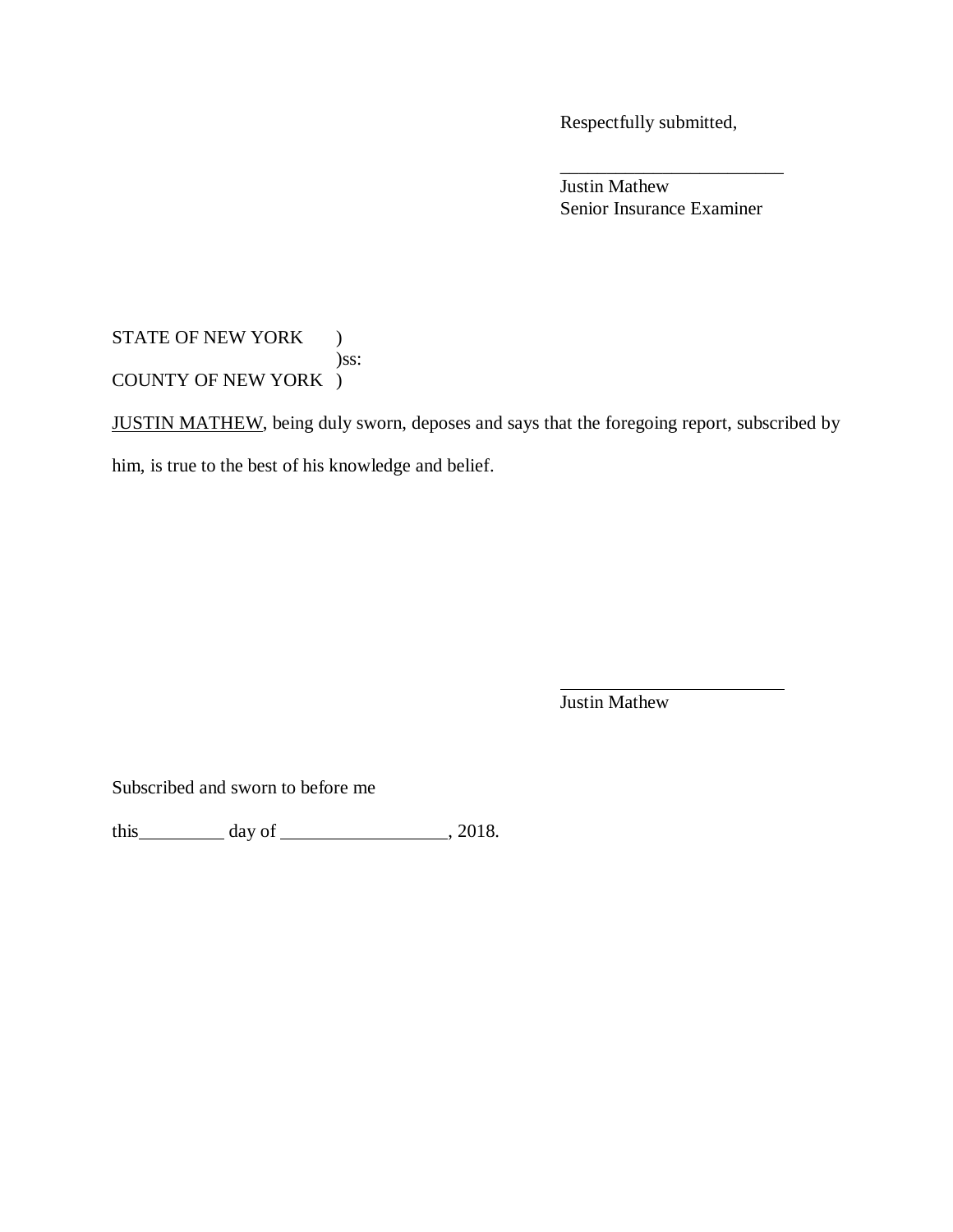Respectfully submitted,

\_\_\_\_\_\_\_\_\_\_\_\_\_\_\_\_\_\_\_\_\_\_\_\_

Justin Mathew
Senior Insurance Examiner

STATE OF NEW YORK )
)ss:
COUNTY OF NEW YORK )

<u>JUSTIN MATHEW</u>, being duly sworn, deposes and says that the foregoing report, subscribed by him, is true to the best of his knowledge and belief.

\_\_\_\_\_\_\_\_\_\_\_\_\_\_\_\_\_\_\_\_\_\_\_\_

Justin Mathew

Subscribed and sworn to before me

this\_\_\_\_\_\_\_\_\_ day of \_\_\_\_\_\_\_\_\_\_\_\_\_\_\_\_\_\_, 2018.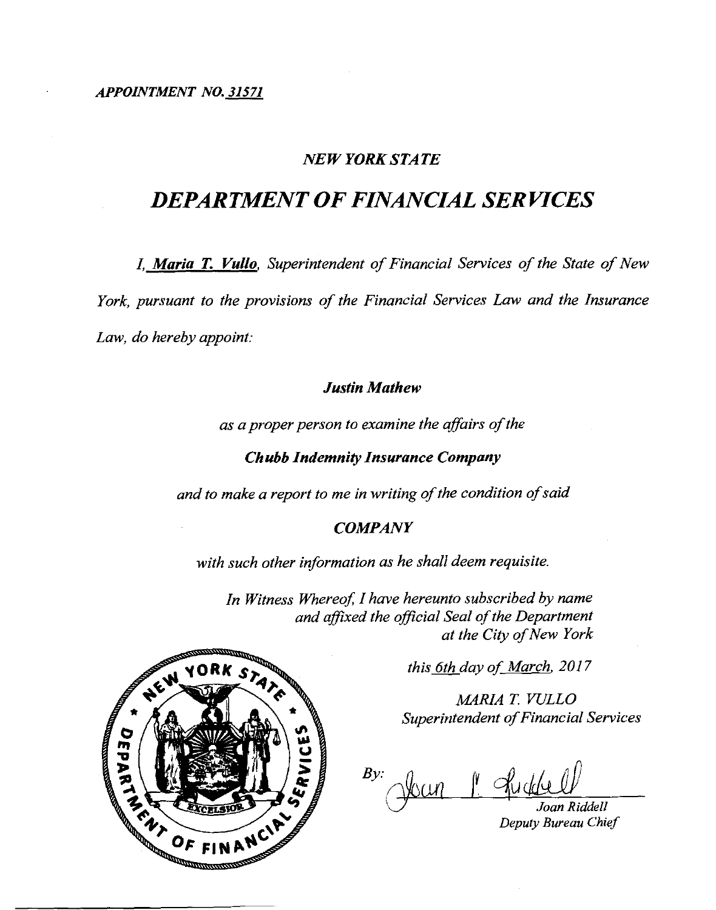*APPOINTMENT NO. 31571*

## *NEW YORK STATE*

# *DEPARTMENT OF FINANCIAL SERVICES*

*I, **Maria T. Vullo**, Superintendent of Financial Services of the State of New York, pursuant to the provisions of the Financial Services Law and the Insurance Law, do hereby appoint:*

***Justin Mathew***

*as a proper person to examine the affairs of the*

***Chubb Indemnity Insurance Company***

*and to make a report to me in writing of the condition of said*

***COMPANY***

*with such other information as he shall deem requisite.*

*In Witness Whereof, I have hereunto subscribed by name and affixed the official Seal of the Department at the City of New York*

*this 6th day of March, 2017*

*MARIA T. VULLO*
*Superintendent of Financial Services*

*By:* Joan P. Riddell

*Joan Riddell*
*Deputy Bureau Chief*

NEW YORK STATE DEPARTMENT OF FINANCIAL SERVICES EXCELSIOR